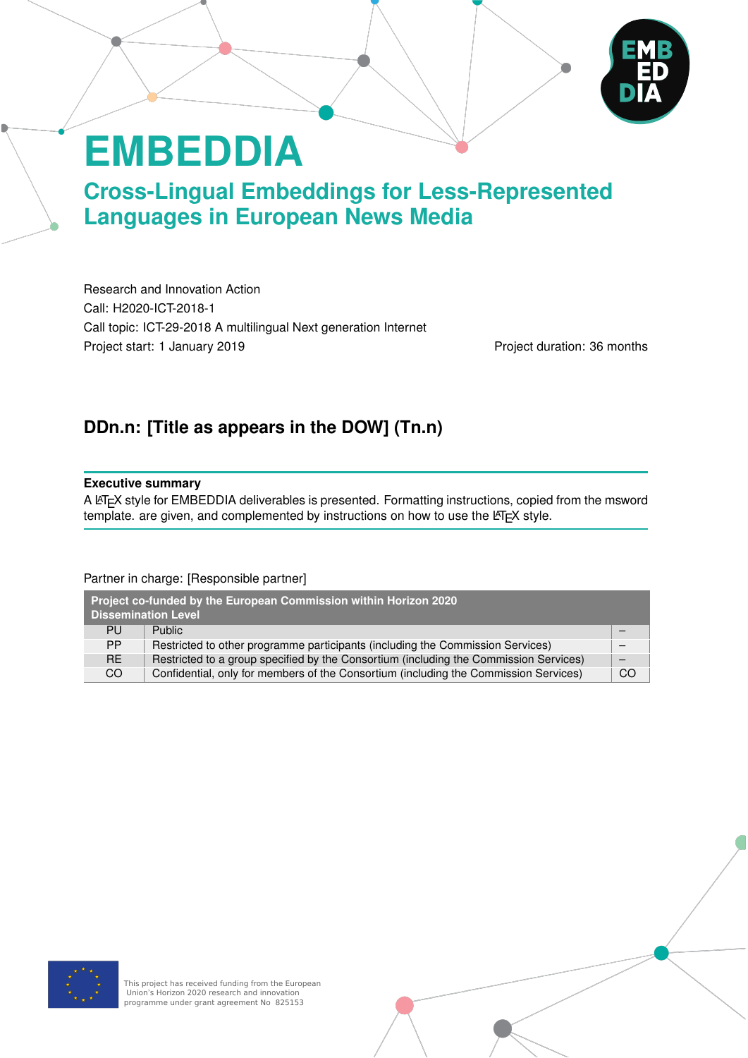# EMBEDDIA

## Cross-Lingual Embeddings for Less-Represented Languages in European News Media

Research and Innovation Action
Call: H2020-ICT-2018-1
Call topic: ICT-29-2018 A multilingual Next generation Internet
Project start: 1 January 2019 Project duration: 36 months

## DDn.n: [Title as appears in the DOW] (Tn.n)

**Executive summary**

A LaTeX style for EMBEDDIA deliverables is presented. Formatting instructions, copied from the msword template. are given, and complemented by instructions on how to use the LaTeX style.

Partner in charge: [Responsible partner]

| Project co-funded by the European Commission within Horizon 2020<br>Dissemination Level | | |
|---|---|---|
| PU | Public | – |
| PP | Restricted to other programme participants (including the Commission Services) | – |
| RE | Restricted to a group specified by the Consortium (including the Commission Services) | – |
| CO | Confidential, only for members of the Consortium (including the Commission Services) | CO |

This project has received funding from the European Union's Horizon 2020 research and innovation programme under grant agreement No 825153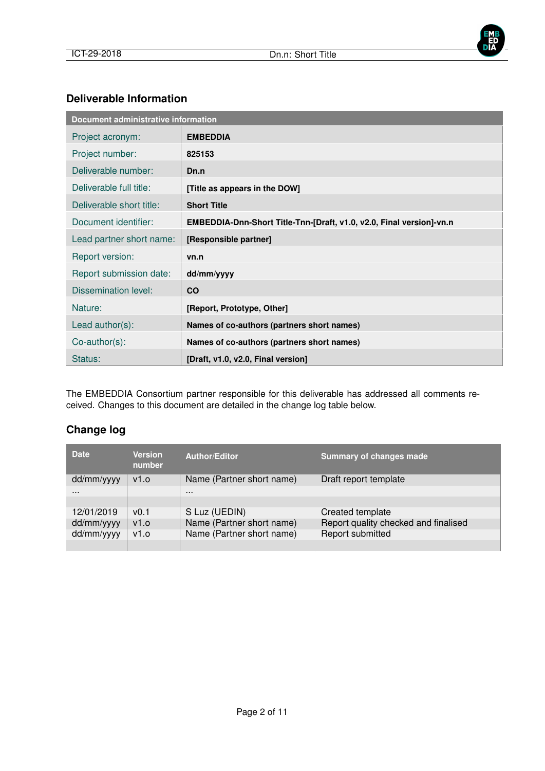## Deliverable Information

| Document administrative information | |
|---|---|
| Project acronym: | **EMBEDDIA** |
| Project number: | **825153** |
| Deliverable number: | **Dn.n** |
| Deliverable full title: | **[Title as appears in the DOW]** |
| Deliverable short title: | **Short Title** |
| Document identifier: | **EMBEDDIA-Dnn-Short Title-Tnn-[Draft, v1.0, v2.0, Final version]-vn.n** |
| Lead partner short name: | **[Responsible partner]** |
| Report version: | **vn.n** |
| Report submission date: | **dd/mm/yyyy** |
| Dissemination level: | **CO** |
| Nature: | **[Report, Prototype, Other]** |
| Lead author(s): | **Names of co-authors (partners short names)** |
| Co-author(s): | **Names of co-authors (partners short names)** |
| Status: | **[Draft, v1.0, v2.0, Final version]** |

The EMBEDDIA Consortium partner responsible for this deliverable has addressed all comments received. Changes to this document are detailed in the change log table below.

## Change log

| Date | Version number | Author/Editor | Summary of changes made |
|---|---|---|---|
| dd/mm/yyyy | v1.o | Name (Partner short name) | Draft report template |
| ... | | ... | |
| | | | |
| 12/01/2019 | v0.1 | S Luz (UEDIN) | Created template |
| dd/mm/yyyy | v1.o | Name (Partner short name) | Report quality checked and finalised |
| dd/mm/yyyy | v1.o | Name (Partner short name) | Report submitted |
| | | | |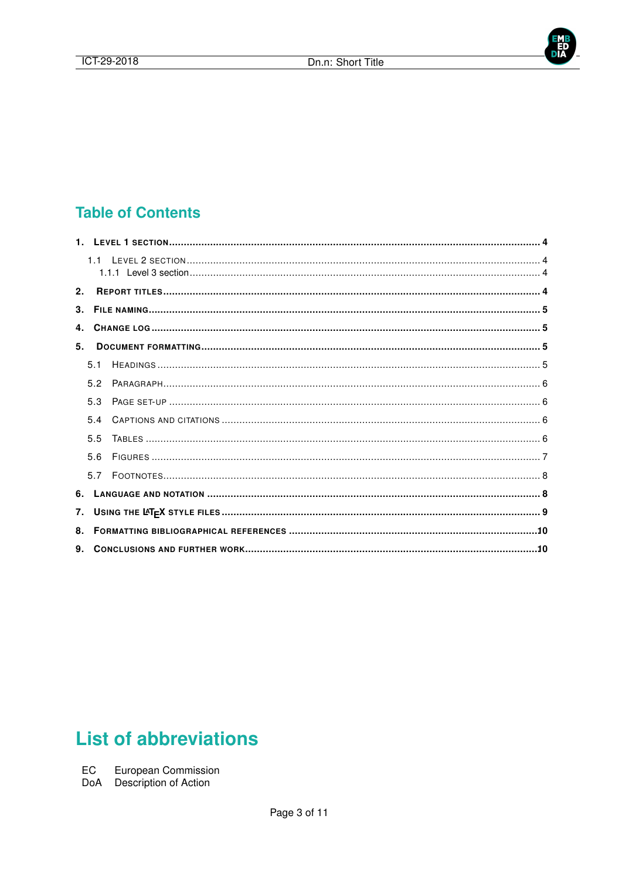# Table of Contents

1. LEVEL 1 SECTION .... 4
   - 1.1 LEVEL 2 SECTION .... 4
     - 1.1.1 Level 3 section .... 4
2. REPORT TITLES .... 4
3. FILE NAMING .... 5
4. CHANGE LOG .... 5
5. DOCUMENT FORMATTING .... 5
   - 5.1 HEADINGS .... 5
   - 5.2 PARAGRAPH .... 6
   - 5.3 PAGE SET-UP .... 6
   - 5.4 CAPTIONS AND CITATIONS .... 6
   - 5.5 TABLES .... 6
   - 5.6 FIGURES .... 7
   - 5.7 FOOTNOTES .... 8
6. LANGUAGE AND NOTATION .... 8
7. USING THE LaTeX STYLE FILES .... 9
8. FORMATTING BIBLIOGRAPHICAL REFERENCES .... 10
9. CONCLUSIONS AND FURTHER WORK .... 10

# List of abbreviations

EC European Commission  
DoA Description of Action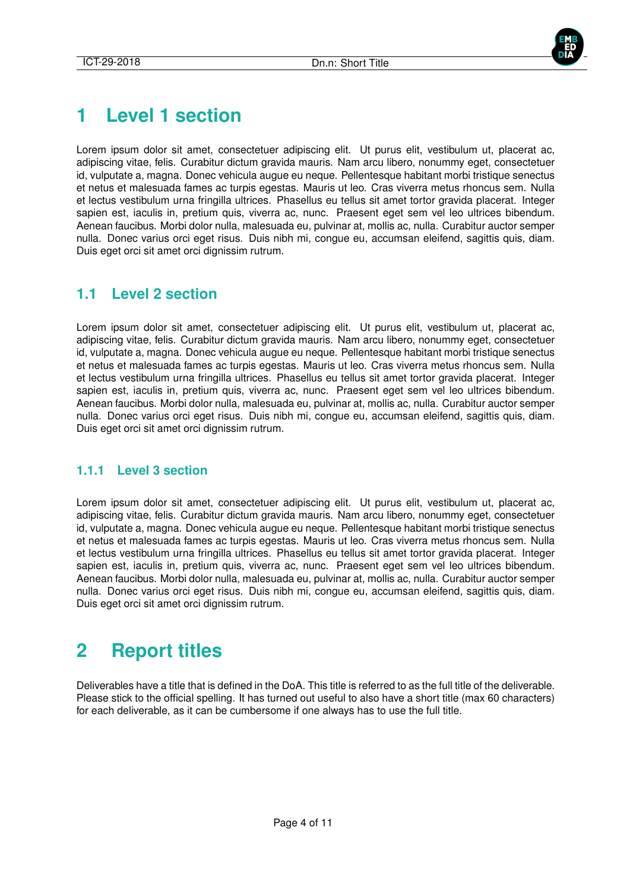# 1 Level 1 section

Lorem ipsum dolor sit amet, consectetuer adipiscing elit. Ut purus elit, vestibulum ut, placerat ac, adipiscing vitae, felis. Curabitur dictum gravida mauris. Nam arcu libero, nonummy eget, consectetuer id, vulputate a, magna. Donec vehicula augue eu neque. Pellentesque habitant morbi tristique senectus et netus et malesuada fames ac turpis egestas. Mauris ut leo. Cras viverra metus rhoncus sem. Nulla et lectus vestibulum urna fringilla ultrices. Phasellus eu tellus sit amet tortor gravida placerat. Integer sapien est, iaculis in, pretium quis, viverra ac, nunc. Praesent eget sem vel leo ultrices bibendum. Aenean faucibus. Morbi dolor nulla, malesuada eu, pulvinar at, mollis ac, nulla. Curabitur auctor semper nulla. Donec varius orci eget risus. Duis nibh mi, congue eu, accumsan eleifend, sagittis quis, diam. Duis eget orci sit amet orci dignissim rutrum.

## 1.1 Level 2 section

Lorem ipsum dolor sit amet, consectetuer adipiscing elit. Ut purus elit, vestibulum ut, placerat ac, adipiscing vitae, felis. Curabitur dictum gravida mauris. Nam arcu libero, nonummy eget, consectetuer id, vulputate a, magna. Donec vehicula augue eu neque. Pellentesque habitant morbi tristique senectus et netus et malesuada fames ac turpis egestas. Mauris ut leo. Cras viverra metus rhoncus sem. Nulla et lectus vestibulum urna fringilla ultrices. Phasellus eu tellus sit amet tortor gravida placerat. Integer sapien est, iaculis in, pretium quis, viverra ac, nunc. Praesent eget sem vel leo ultrices bibendum. Aenean faucibus. Morbi dolor nulla, malesuada eu, pulvinar at, mollis ac, nulla. Curabitur auctor semper nulla. Donec varius orci eget risus. Duis nibh mi, congue eu, accumsan eleifend, sagittis quis, diam. Duis eget orci sit amet orci dignissim rutrum.

### 1.1.1 Level 3 section

Lorem ipsum dolor sit amet, consectetuer adipiscing elit. Ut purus elit, vestibulum ut, placerat ac, adipiscing vitae, felis. Curabitur dictum gravida mauris. Nam arcu libero, nonummy eget, consectetuer id, vulputate a, magna. Donec vehicula augue eu neque. Pellentesque habitant morbi tristique senectus et netus et malesuada fames ac turpis egestas. Mauris ut leo. Cras viverra metus rhoncus sem. Nulla et lectus vestibulum urna fringilla ultrices. Phasellus eu tellus sit amet tortor gravida placerat. Integer sapien est, iaculis in, pretium quis, viverra ac, nunc. Praesent eget sem vel leo ultrices bibendum. Aenean faucibus. Morbi dolor nulla, malesuada eu, pulvinar at, mollis ac, nulla. Curabitur auctor semper nulla. Donec varius orci eget risus. Duis nibh mi, congue eu, accumsan eleifend, sagittis quis, diam. Duis eget orci sit amet orci dignissim rutrum.

# 2 Report titles

Deliverables have a title that is defined in the DoA. This title is referred to as the full title of the deliverable. Please stick to the official spelling. It has turned out useful to also have a short title (max 60 characters) for each deliverable, as it can be cumbersome if one always has to use the full title.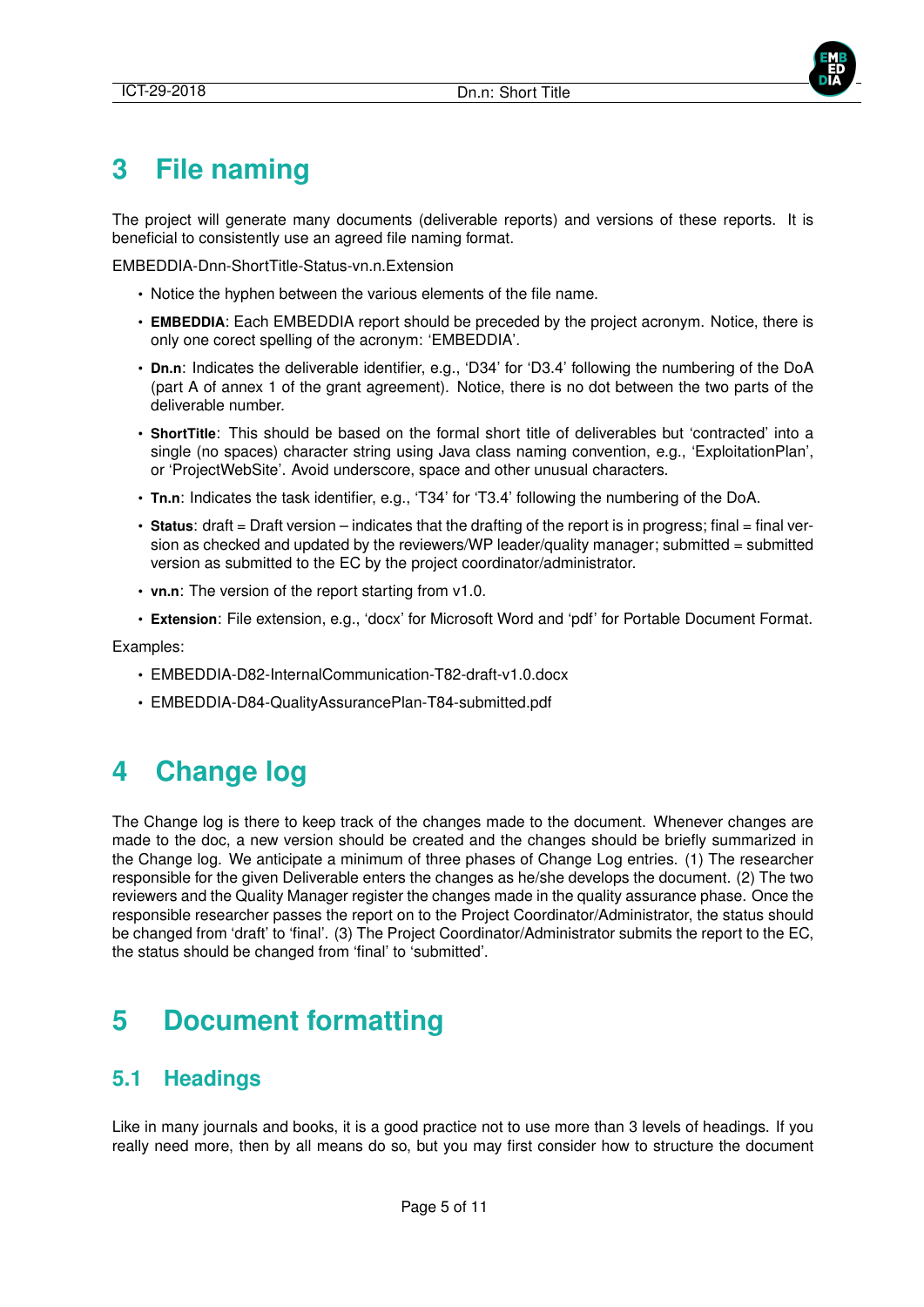# 3 File naming

The project will generate many documents (deliverable reports) and versions of these reports. It is beneficial to consistently use an agreed file naming format.

EMBEDDIA-Dnn-ShortTitle-Status-vn.n.Extension

- Notice the hyphen between the various elements of the file name.
- **EMBEDDIA**: Each EMBEDDIA report should be preceded by the project acronym. Notice, there is only one corect spelling of the acronym: 'EMBEDDIA'.
- **Dn.n**: Indicates the deliverable identifier, e.g., 'D34' for 'D3.4' following the numbering of the DoA (part A of annex 1 of the grant agreement). Notice, there is no dot between the two parts of the deliverable number.
- **ShortTitle**: This should be based on the formal short title of deliverables but 'contracted' into a single (no spaces) character string using Java class naming convention, e.g., 'ExploitationPlan', or 'ProjectWebSite'. Avoid underscore, space and other unusual characters.
- **Tn.n**: Indicates the task identifier, e.g., 'T34' for 'T3.4' following the numbering of the DoA.
- **Status**: draft = Draft version – indicates that the drafting of the report is in progress; final = final version as checked and updated by the reviewers/WP leader/quality manager; submitted = submitted version as submitted to the EC by the project coordinator/administrator.
- **vn.n**: The version of the report starting from v1.0.
- **Extension**: File extension, e.g., 'docx' for Microsoft Word and 'pdf' for Portable Document Format.

Examples:

- EMBEDDIA-D82-InternalCommunication-T82-draft-v1.0.docx
- EMBEDDIA-D84-QualityAssurancePlan-T84-submitted.pdf

# 4 Change log

The Change log is there to keep track of the changes made to the document. Whenever changes are made to the doc, a new version should be created and the changes should be briefly summarized in the Change log. We anticipate a minimum of three phases of Change Log entries. (1) The researcher responsible for the given Deliverable enters the changes as he/she develops the document. (2) The two reviewers and the Quality Manager register the changes made in the quality assurance phase. Once the responsible researcher passes the report on to the Project Coordinator/Administrator, the status should be changed from 'draft' to 'final'. (3) The Project Coordinator/Administrator submits the report to the EC, the status should be changed from 'final' to 'submitted'.

# 5 Document formatting

## 5.1 Headings

Like in many journals and books, it is a good practice not to use more than 3 levels of headings. If you really need more, then by all means do so, but you may first consider how to structure the document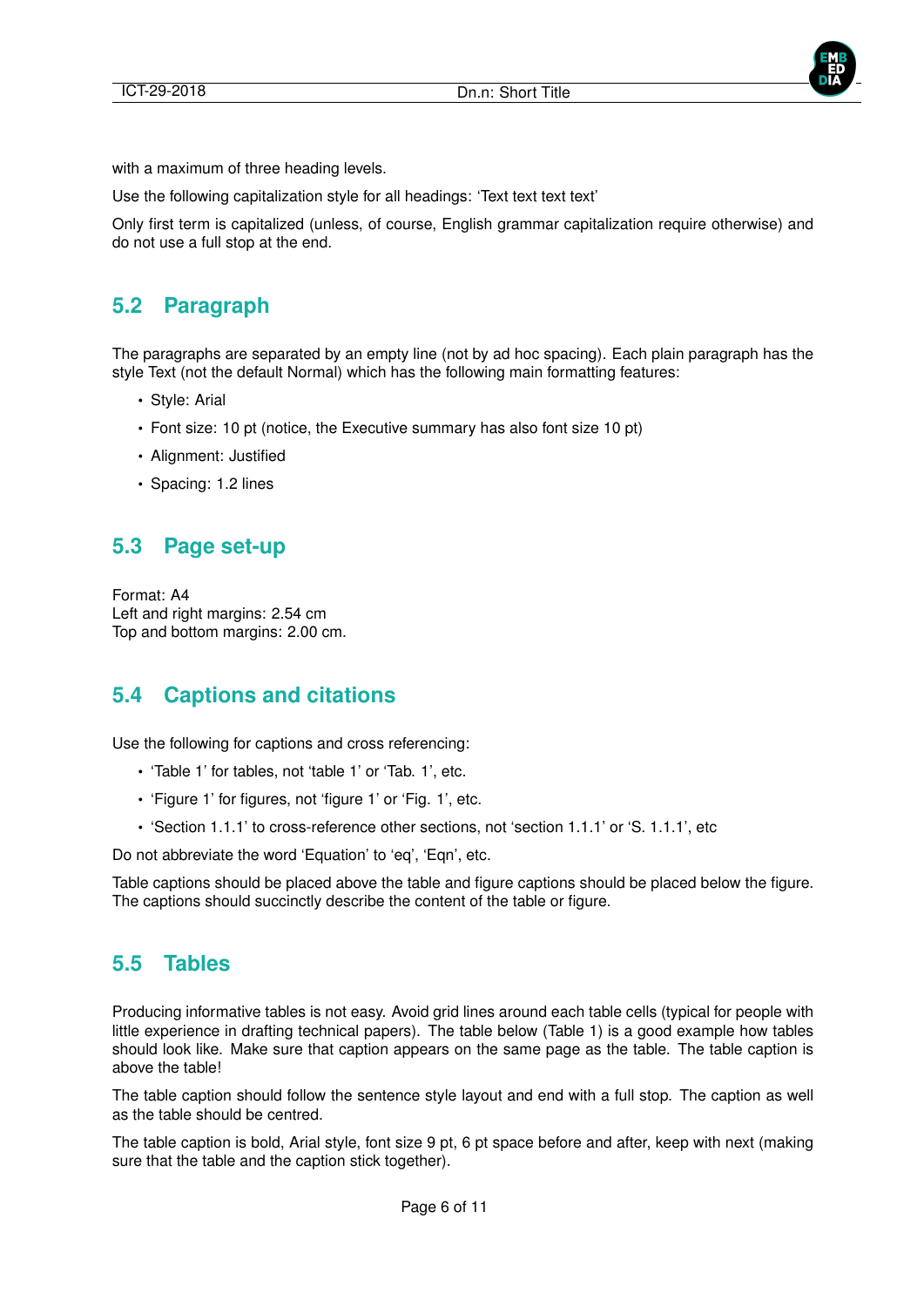with a maximum of three heading levels.

Use the following capitalization style for all headings: ‘Text text text text’

Only first term is capitalized (unless, of course, English grammar capitalization require otherwise) and do not use a full stop at the end.

## 5.2 Paragraph

The paragraphs are separated by an empty line (not by ad hoc spacing). Each plain paragraph has the style Text (not the default Normal) which has the following main formatting features:

- Style: Arial
- Font size: 10 pt (notice, the Executive summary has also font size 10 pt)
- Alignment: Justified
- Spacing: 1.2 lines

## 5.3 Page set-up

Format: A4
Left and right margins: 2.54 cm
Top and bottom margins: 2.00 cm.

## 5.4 Captions and citations

Use the following for captions and cross referencing:

- ‘Table 1’ for tables, not ‘table 1’ or ‘Tab. 1’, etc.
- ‘Figure 1’ for figures, not ‘figure 1’ or ‘Fig. 1’, etc.
- ‘Section 1.1.1’ to cross-reference other sections, not ‘section 1.1.1’ or ‘S. 1.1.1’, etc

Do not abbreviate the word ‘Equation’ to ‘eq’, ‘Eqn’, etc.

Table captions should be placed above the table and figure captions should be placed below the figure. The captions should succinctly describe the content of the table or figure.

## 5.5 Tables

Producing informative tables is not easy. Avoid grid lines around each table cells (typical for people with little experience in drafting technical papers). The table below (Table 1) is a good example how tables should look like. Make sure that caption appears on the same page as the table. The table caption is above the table!

The table caption should follow the sentence style layout and end with a full stop. The caption as well as the table should be centred.

The table caption is bold, Arial style, font size 9 pt, 6 pt space before and after, keep with next (making sure that the table and the caption stick together).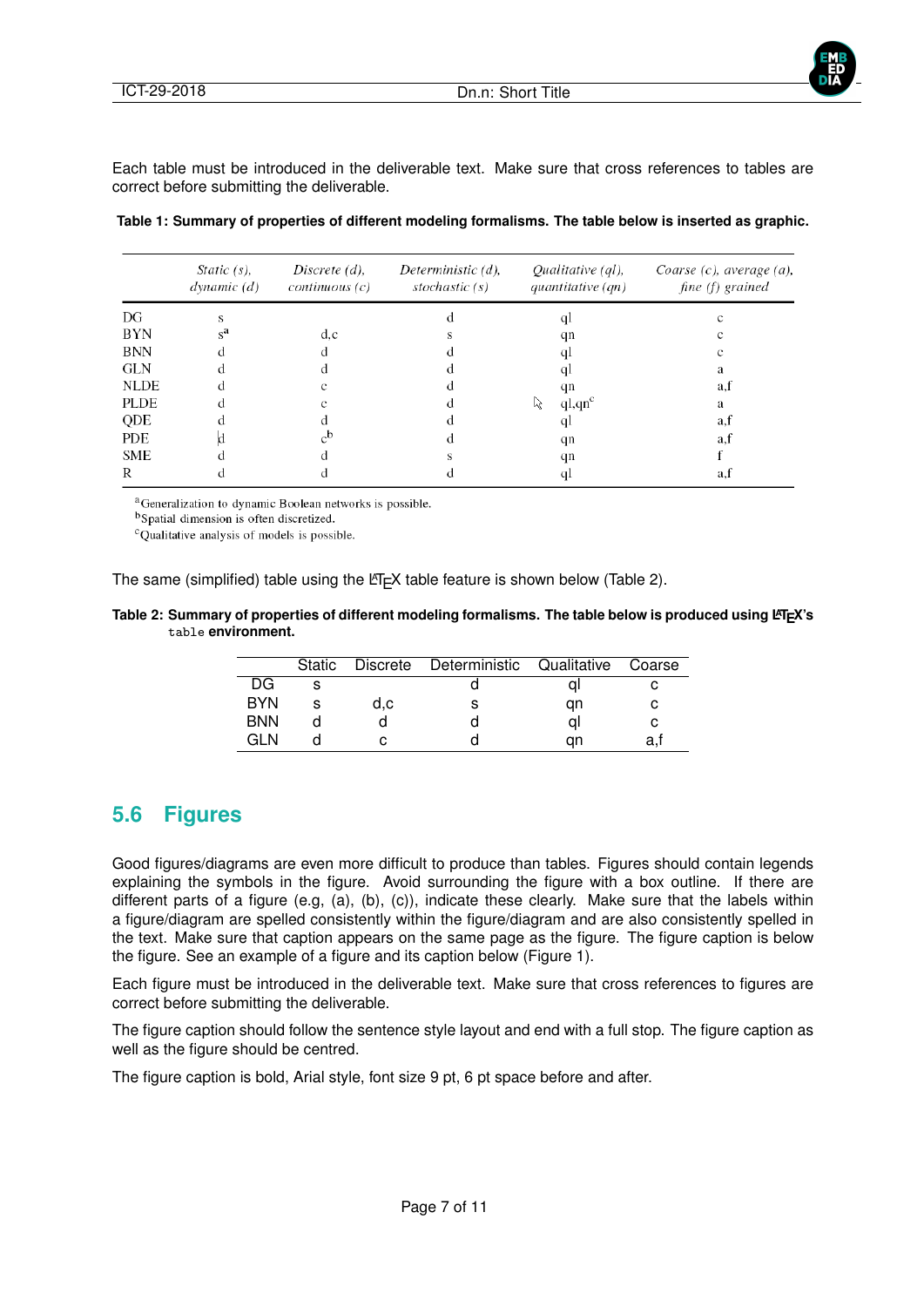Each table must be introduced in the deliverable text. Make sure that cross references to tables are correct before submitting the deliverable.

**Table 1: Summary of properties of different modeling formalisms. The table below is inserted as graphic.**

| | *Static (s), dynamic (d)* | *Discrete (d), continuous (c)* | *Deterministic (d), stochastic (s)* | *Qualitative (ql), quantitative (qn)* | *Coarse (c), average (a), fine (f) grained* |
|---|---|---|---|---|---|
| DG | s | | d | ql | c |
| BYN | s[a] | d,c | s | qn | c |
| BNN | d | d | d | ql | c |
| GLN | d | d | d | ql | a |
| NLDE | d | c | d | qn | a,f |
| PLDE | d | c | d | ql,qn[c] | a |
| QDE | d | d | d | ql | a,f |
| PDE | d | c[b] | d | qn | a,f |
| SME | d | d | s | qn | f |
| R | d | d | d | ql | a,f |

[a]Generalization to dynamic Boolean networks is possible.
[b]Spatial dimension is often discretized.
[c]Qualitative analysis of models is possible.

The same (simplified) table using the LaTeX table feature is shown below (Table 2).

**Table 2: Summary of properties of different modeling formalisms. The table below is produced using LaTeX's `table` environment.**

| | Static | Discrete | Deterministic | Qualitative | Coarse |
|---|---|---|---|---|---|
| DG | s | | d | ql | c |
| BYN | s | d,c | s | qn | c |
| BNN | d | d | d | ql | c |
| GLN | d | c | d | qn | a,f |

## 5.6 Figures

Good figures/diagrams are even more difficult to produce than tables. Figures should contain legends explaining the symbols in the figure. Avoid surrounding the figure with a box outline. If there are different parts of a figure (e.g, (a), (b), (c)), indicate these clearly. Make sure that the labels within a figure/diagram are spelled consistently within the figure/diagram and are also consistently spelled in the text. Make sure that caption appears on the same page as the figure. The figure caption is below the figure. See an example of a figure and its caption below (Figure 1).

Each figure must be introduced in the deliverable text. Make sure that cross references to figures are correct before submitting the deliverable.

The figure caption should follow the sentence style layout and end with a full stop. The figure caption as well as the figure should be centred.

The figure caption is bold, Arial style, font size 9 pt, 6 pt space before and after.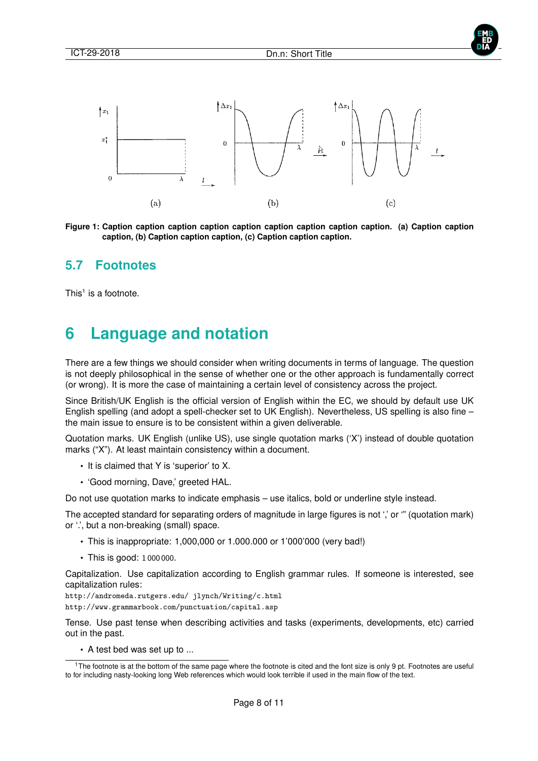Figure 1: Caption caption caption caption caption caption caption caption caption. (a) Caption caption caption, (b) Caption caption caption, (c) Caption caption caption.

## 5.7 Footnotes

This[1] is a footnote.

# 6 Language and notation

There are a few things we should consider when writing documents in terms of language. The question is not deeply philosophical in the sense of whether one or the other approach is fundamentally correct (or wrong). It is more the case of maintaining a certain level of consistency across the project.

Since British/UK English is the official version of English within the EC, we should by default use UK English spelling (and adopt a spell-checker set to UK English). Nevertheless, US spelling is also fine – the main issue to ensure is to be consistent within a given deliverable.

Quotation marks. UK English (unlike US), use single quotation marks ('X') instead of double quotation marks ("X"). At least maintain consistency within a document.

- It is claimed that Y is 'superior' to X.
- 'Good morning, Dave,' greeted HAL.

Do not use quotation marks to indicate emphasis – use italics, bold or underline style instead.

The accepted standard for separating orders of magnitude in large figures is not ',' or ''' (quotation mark) or '.', but a non-breaking (small) space.

- This is inappropriate: 1,000,000 or 1.000.000 or 1'000'000 (very bad!)
- This is good: 1 000 000.

Capitalization. Use capitalization according to English grammar rules. If someone is interested, see capitalization rules:
http://andromeda.rutgers.edu/ jlynch/Writing/c.html
http://www.grammarbook.com/punctuation/capital.asp

Tense. Use past tense when describing activities and tasks (experiments, developments, etc) carried out in the past.

- A test bed was set up to ...

[1] The footnote is at the bottom of the same page where the footnote is cited and the font size is only 9 pt. Footnotes are useful to for including nasty-looking long Web references which would look terrible if used in the main flow of the text.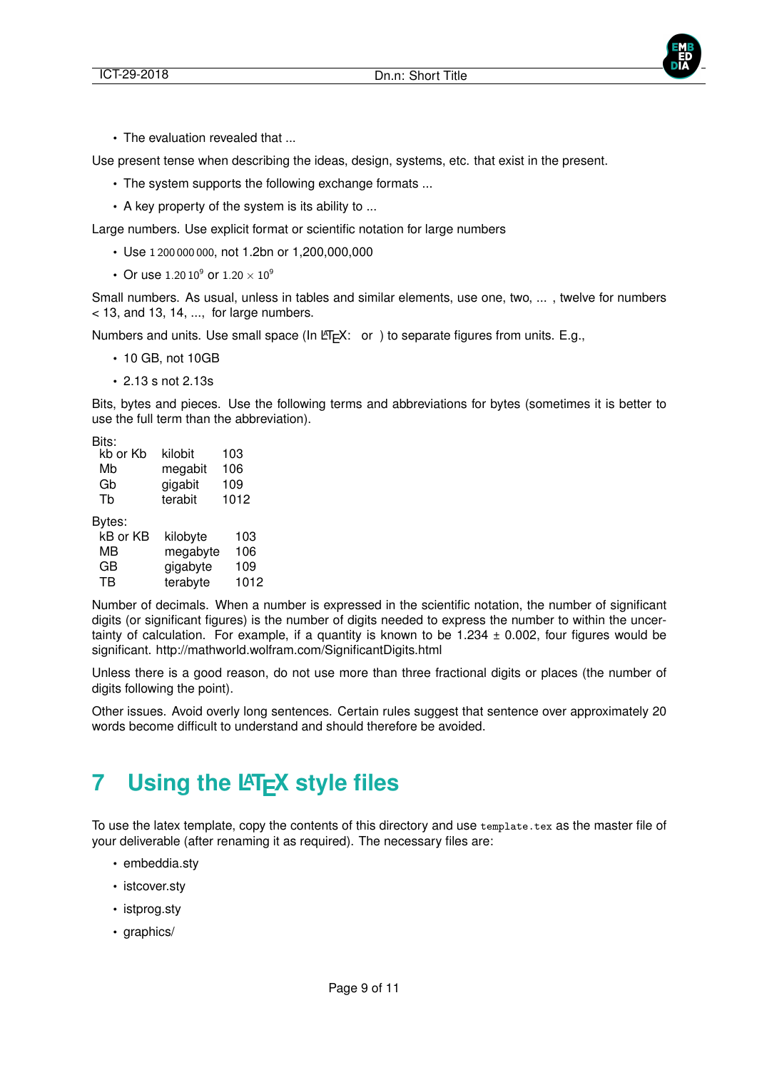- The evaluation revealed that ...

Use present tense when describing the ideas, design, systems, etc. that exist in the present.

- The system supports the following exchange formats ...
- A key property of the system is its ability to ...

Large numbers. Use explicit format or scientific notation for large numbers

- Use $1\,200\,000\,000$, not 1.2bn or 1,200,000,000
- Or use $1.20\,10^9$ or $1.20 \times 10^9$

Small numbers. As usual, unless in tables and similar elements, use one, two, ... , twelve for numbers < 13, and 13, 14, ..., for large numbers.

Numbers and units. Use small space (In LaTeX: or ) to separate figures from units. E.g.,

- 10 GB, not 10GB
- 2.13 s not 2.13s

Bits, bytes and pieces. Use the following terms and abbreviations for bytes (sometimes it is better to use the full term than the abbreviation).

Bits:

| | | |
|---|---|---|
| kb or Kb | kilobit | 103 |
| Mb | megabit | 106 |
| Gb | gigabit | 109 |
| Tb | terabit | 1012 |

Bytes:

| | | |
|---|---|---|
| kB or KB | kilobyte | 103 |
| MB | megabyte | 106 |
| GB | gigabyte | 109 |
| TB | terabyte | 1012 |

Number of decimals. When a number is expressed in the scientific notation, the number of significant digits (or significant figures) is the number of digits needed to express the number to within the uncertainty of calculation. For example, if a quantity is known to be 1.234 ± 0.002, four figures would be significant. http://mathworld.wolfram.com/SignificantDigits.html

Unless there is a good reason, do not use more than three fractional digits or places (the number of digits following the point).

Other issues. Avoid overly long sentences. Certain rules suggest that sentence over approximately 20 words become difficult to understand and should therefore be avoided.

# 7 Using the LaTeX style files

To use the latex template, copy the contents of this directory and use `template.tex` as the master file of your deliverable (after renaming it as required). The necessary files are:

- embeddia.sty
- istcover.sty
- istprog.sty
- graphics/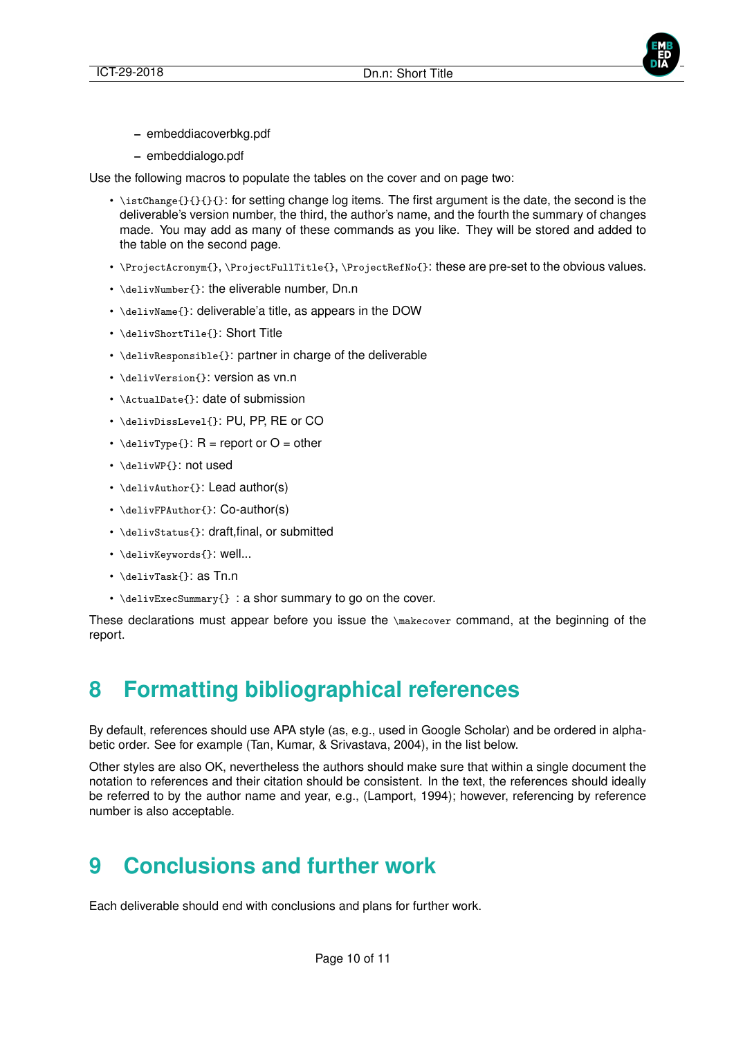- embeddiacoverbkg.pdf
  - embeddialogo.pdf

Use the following macros to populate the tables on the cover and on page two:

- `\istChange{}{}{}{}`: for setting change log items. The first argument is the date, the second is the deliverable's version number, the third, the author's name, and the fourth the summary of changes made. You may add as many of these commands as you like. They will be stored and added to the table on the second page.
- `\ProjectAcronym{}`, `\ProjectFullTitle{}`, `\ProjectRefNo{}`: these are pre-set to the obvious values.
- `\delivNumber{}`: the eliverable number, Dn.n
- `\delivName{}`: deliverable'a title, as appears in the DOW
- `\delivShortTile{}`: Short Title
- `\delivResponsible{}`: partner in charge of the deliverable
- `\delivVersion{}`: version as vn.n
- `\ActualDate{}`: date of submission
- `\delivDissLevel{}`: PU, PP, RE or CO
- `\delivType{}`: R = report or O = other
- `\delivWP{}`: not used
- `\delivAuthor{}`: Lead author(s)
- `\delivFPAuthor{}`: Co-author(s)
- `\delivStatus{}`: draft,final, or submitted
- `\delivKeywords{}`: well...
- `\delivTask{}`: as Tn.n
- `\delivExecSummary{}` : a shor summary to go on the cover.

These declarations must appear before you issue the `\makecover` command, at the beginning of the report.

# 8 Formatting bibliographical references

By default, references should use APA style (as, e.g., used in Google Scholar) and be ordered in alphabetic order. See for example (Tan, Kumar, & Srivastava, 2004), in the list below.

Other styles are also OK, nevertheless the authors should make sure that within a single document the notation to references and their citation should be consistent. In the text, the references should ideally be referred to by the author name and year, e.g., (Lamport, 1994); however, referencing by reference number is also acceptable.

# 9 Conclusions and further work

Each deliverable should end with conclusions and plans for further work.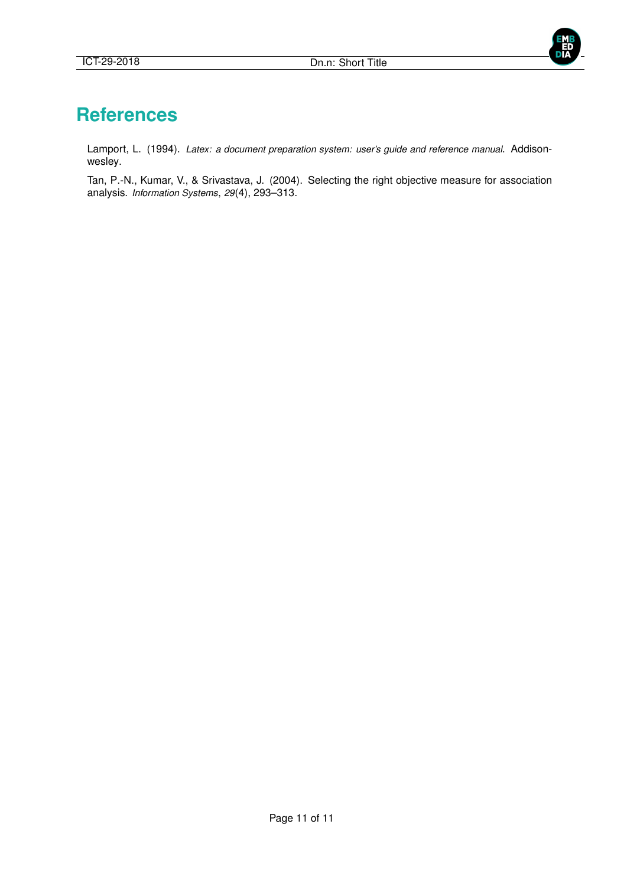# References

Lamport, L. (1994). *Latex: a document preparation system: user's guide and reference manual*. Addison-wesley.

Tan, P.-N., Kumar, V., & Srivastava, J. (2004). Selecting the right objective measure for association analysis. *Information Systems*, *29*(4), 293–313.